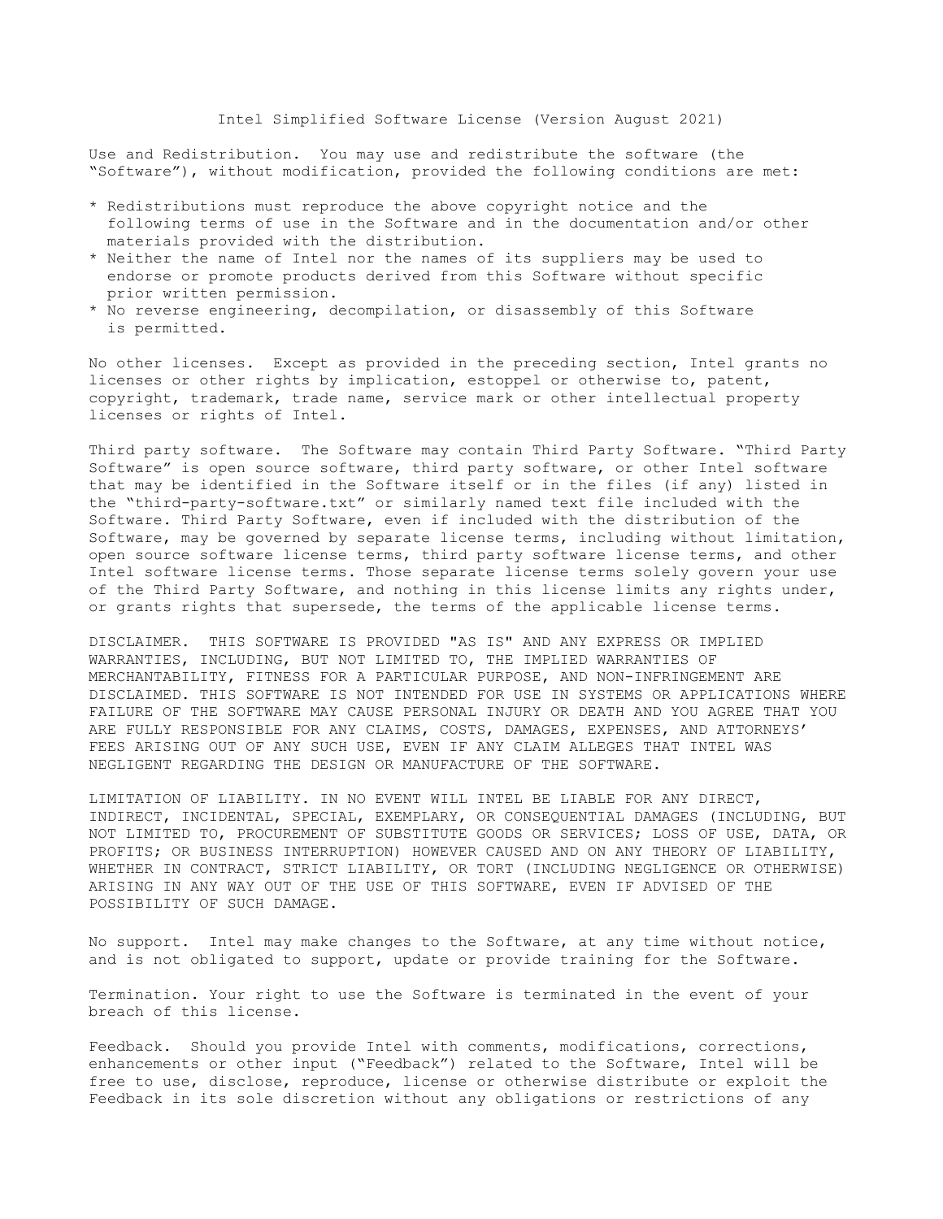# Intel Simplified Software License (Version August 2021)

Use and Redistribution. You may use and redistribute the software (the "Software"), without modification, provided the following conditions are met:

* Redistributions must reproduce the above copyright notice and the following terms of use in the Software and in the documentation and/or other materials provided with the distribution.
* Neither the name of Intel nor the names of its suppliers may be used to endorse or promote products derived from this Software without specific prior written permission.
* No reverse engineering, decompilation, or disassembly of this Software is permitted.

No other licenses. Except as provided in the preceding section, Intel grants no licenses or other rights by implication, estoppel or otherwise to, patent, copyright, trademark, trade name, service mark or other intellectual property licenses or rights of Intel.

Third party software. The Software may contain Third Party Software. "Third Party Software" is open source software, third party software, or other Intel software that may be identified in the Software itself or in the files (if any) listed in the "third-party-software.txt" or similarly named text file included with the Software. Third Party Software, even if included with the distribution of the Software, may be governed by separate license terms, including without limitation, open source software license terms, third party software license terms, and other Intel software license terms. Those separate license terms solely govern your use of the Third Party Software, and nothing in this license limits any rights under, or grants rights that supersede, the terms of the applicable license terms.

DISCLAIMER. THIS SOFTWARE IS PROVIDED "AS IS" AND ANY EXPRESS OR IMPLIED WARRANTIES, INCLUDING, BUT NOT LIMITED TO, THE IMPLIED WARRANTIES OF MERCHANTABILITY, FITNESS FOR A PARTICULAR PURPOSE, AND NON-INFRINGEMENT ARE DISCLAIMED. THIS SOFTWARE IS NOT INTENDED FOR USE IN SYSTEMS OR APPLICATIONS WHERE FAILURE OF THE SOFTWARE MAY CAUSE PERSONAL INJURY OR DEATH AND YOU AGREE THAT YOU ARE FULLY RESPONSIBLE FOR ANY CLAIMS, COSTS, DAMAGES, EXPENSES, AND ATTORNEYS' FEES ARISING OUT OF ANY SUCH USE, EVEN IF ANY CLAIM ALLEGES THAT INTEL WAS NEGLIGENT REGARDING THE DESIGN OR MANUFACTURE OF THE SOFTWARE.

LIMITATION OF LIABILITY. IN NO EVENT WILL INTEL BE LIABLE FOR ANY DIRECT, INDIRECT, INCIDENTAL, SPECIAL, EXEMPLARY, OR CONSEQUENTIAL DAMAGES (INCLUDING, BUT NOT LIMITED TO, PROCUREMENT OF SUBSTITUTE GOODS OR SERVICES; LOSS OF USE, DATA, OR PROFITS; OR BUSINESS INTERRUPTION) HOWEVER CAUSED AND ON ANY THEORY OF LIABILITY, WHETHER IN CONTRACT, STRICT LIABILITY, OR TORT (INCLUDING NEGLIGENCE OR OTHERWISE) ARISING IN ANY WAY OUT OF THE USE OF THIS SOFTWARE, EVEN IF ADVISED OF THE POSSIBILITY OF SUCH DAMAGE.

No support. Intel may make changes to the Software, at any time without notice, and is not obligated to support, update or provide training for the Software.

Termination. Your right to use the Software is terminated in the event of your breach of this license.

Feedback. Should you provide Intel with comments, modifications, corrections, enhancements or other input ("Feedback") related to the Software, Intel will be free to use, disclose, reproduce, license or otherwise distribute or exploit the Feedback in its sole discretion without any obligations or restrictions of any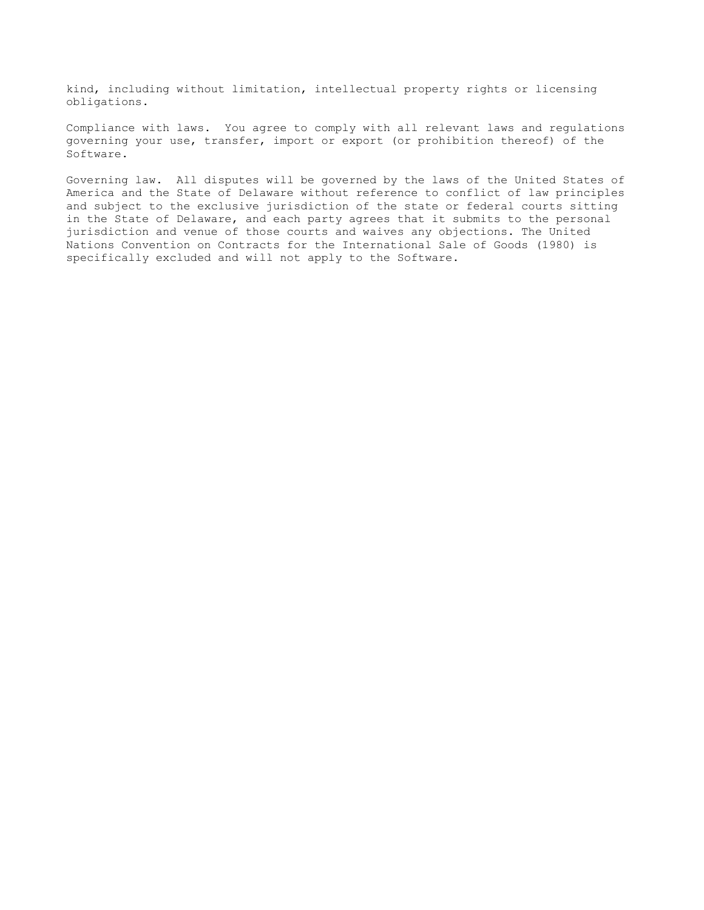kind, including without limitation, intellectual property rights or licensing obligations.

Compliance with laws. You agree to comply with all relevant laws and regulations governing your use, transfer, import or export (or prohibition thereof) of the Software.

Governing law. All disputes will be governed by the laws of the United States of America and the State of Delaware without reference to conflict of law principles and subject to the exclusive jurisdiction of the state or federal courts sitting in the State of Delaware, and each party agrees that it submits to the personal jurisdiction and venue of those courts and waives any objections. The United Nations Convention on Contracts for the International Sale of Goods (1980) is specifically excluded and will not apply to the Software.